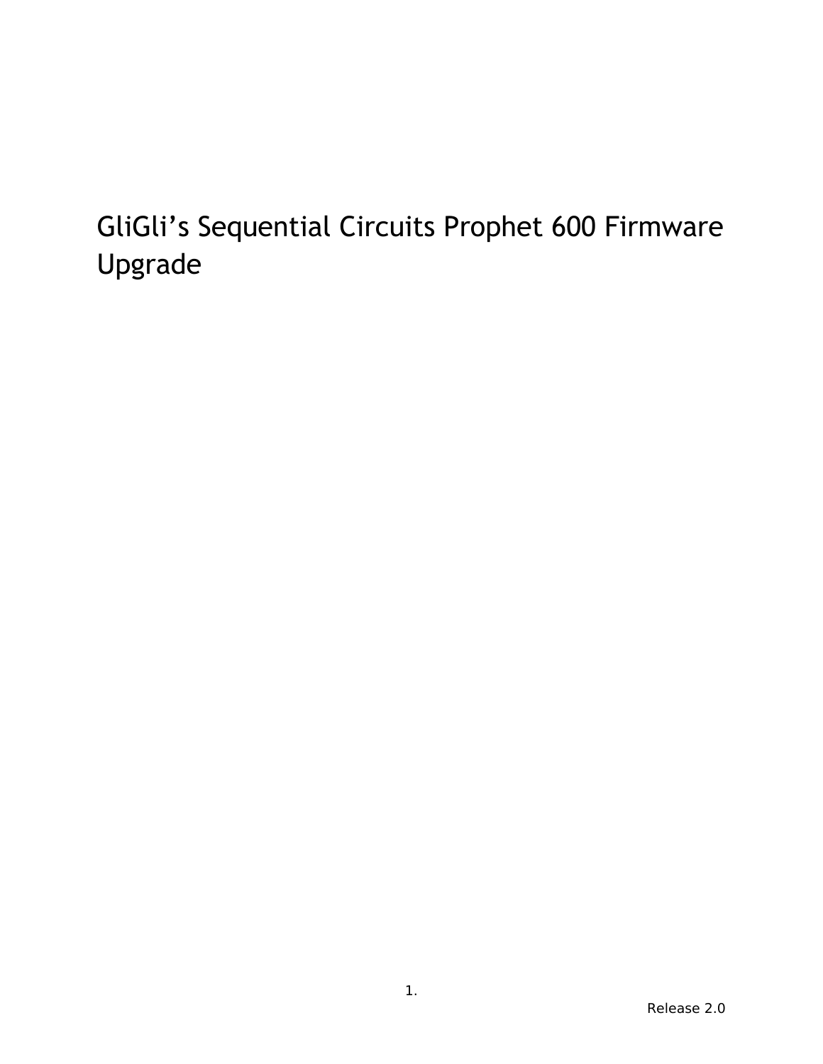# GliGli's Sequential Circuits Prophet 600 Firmware Upgrade

Release 2.0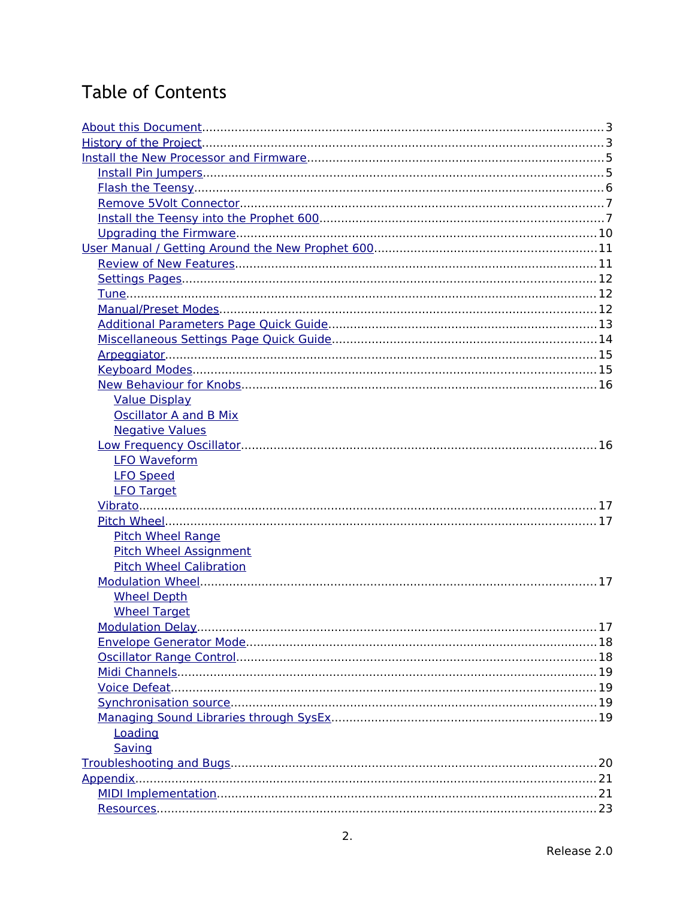# Table of Contents

- About this Document ..... 3
- History of the Project ..... 3
- Install the New Processor and Firmware ..... 5
  - Install Pin Jumpers ..... 5
  - Flash the Teensy ..... 6
  - Remove 5Volt Connector ..... 7
  - Install the Teensy into the Prophet 600 ..... 7
  - Upgrading the Firmware ..... 10
- User Manual / Getting Around the New Prophet 600 ..... 11
  - Review of New Features ..... 11
  - Settings Pages ..... 12
  - Tune ..... 12
  - Manual/Preset Modes ..... 12
  - Additional Parameters Page Quick Guide ..... 13
  - Miscellaneous Settings Page Quick Guide ..... 14
  - Arpeggiator ..... 15
  - Keyboard Modes ..... 15
  - New Behaviour for Knobs ..... 16
    - Value Display
    - Oscillator A and B Mix
    - Negative Values
  - Low Frequency Oscillator ..... 16
    - LFO Waveform
    - LFO Speed
    - LFO Target
  - Vibrato ..... 17
  - Pitch Wheel ..... 17
    - Pitch Wheel Range
    - Pitch Wheel Assignment
    - Pitch Wheel Calibration
  - Modulation Wheel ..... 17
    - Wheel Depth
    - Wheel Target
  - Modulation Delay ..... 17
  - Envelope Generator Mode ..... 18
  - Oscillator Range Control ..... 18
  - Midi Channels ..... 19
  - Voice Defeat ..... 19
  - Synchronisation source ..... 19
  - Managing Sound Libraries through SysEx ..... 19
    - Loading
    - Saving
- Troubleshooting and Bugs ..... 20
- Appendix ..... 21
  - MIDI Implementation ..... 21
  - Resources ..... 23

Release 2.0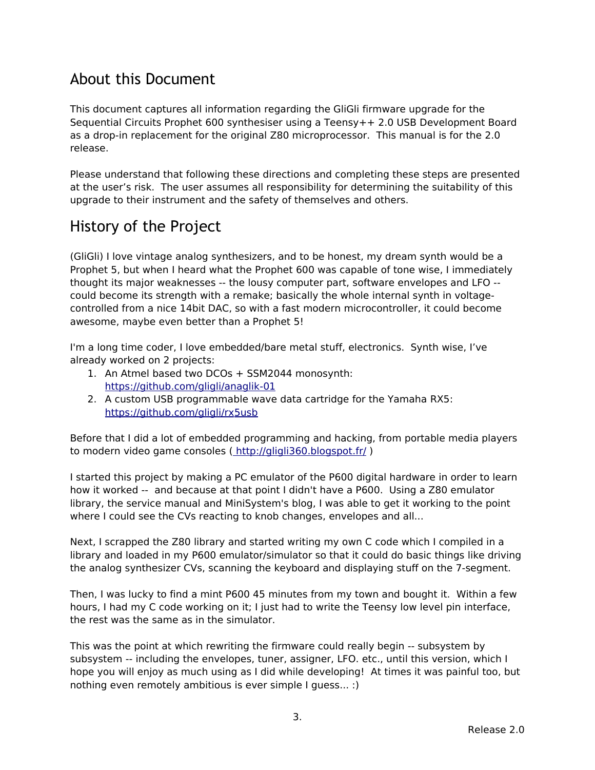## About this Document

This document captures all information regarding the GliGli firmware upgrade for the Sequential Circuits Prophet 600 synthesiser using a Teensy++ 2.0 USB Development Board as a drop-in replacement for the original Z80 microprocessor. This manual is for the 2.0 release.

Please understand that following these directions and completing these steps are presented at the user's risk. The user assumes all responsibility for determining the suitability of this upgrade to their instrument and the safety of themselves and others.

## History of the Project

(GliGli) I love vintage analog synthesizers, and to be honest, my dream synth would be a Prophet 5, but when I heard what the Prophet 600 was capable of tone wise, I immediately thought its major weaknesses -- the lousy computer part, software envelopes and LFO -- could become its strength with a remake; basically the whole internal synth in voltage-controlled from a nice 14bit DAC, so with a fast modern microcontroller, it could become awesome, maybe even better than a Prophet 5!

I'm a long time coder, I love embedded/bare metal stuff, electronics. Synth wise, I've already worked on 2 projects:

1. An Atmel based two DCOs + SSM2044 monosynth: https://github.com/gligli/anaglik-01
2. A custom USB programmable wave data cartridge for the Yamaha RX5: https://github.com/gligli/rx5usb

Before that I did a lot of embedded programming and hacking, from portable media players to modern video game consoles ( http://gligli360.blogspot.fr/ )

I started this project by making a PC emulator of the P600 digital hardware in order to learn how it worked -- and because at that point I didn't have a P600. Using a Z80 emulator library, the service manual and MiniSystem's blog, I was able to get it working to the point where I could see the CVs reacting to knob changes, envelopes and all...

Next, I scrapped the Z80 library and started writing my own C code which I compiled in a library and loaded in my P600 emulator/simulator so that it could do basic things like driving the analog synthesizer CVs, scanning the keyboard and displaying stuff on the 7-segment.

Then, I was lucky to find a mint P600 45 minutes from my town and bought it. Within a few hours, I had my C code working on it; I just had to write the Teensy low level pin interface, the rest was the same as in the simulator.

This was the point at which rewriting the firmware could really begin -- subsystem by subsystem -- including the envelopes, tuner, assigner, LFO. etc., until this version, which I hope you will enjoy as much using as I did while developing! At times it was painful too, but nothing even remotely ambitious is ever simple I guess... :)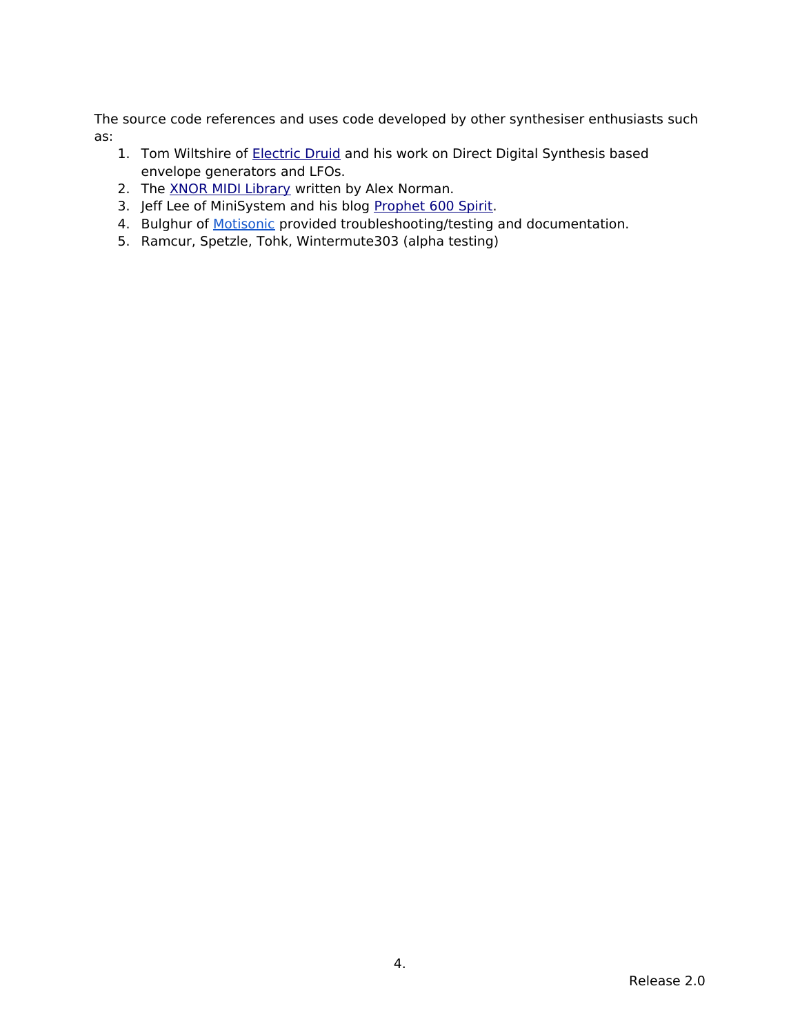The source code references and uses code developed by other synthesiser enthusiasts such as:

1. Tom Wiltshire of Electric Druid and his work on Direct Digital Synthesis based envelope generators and LFOs.
2. The XNOR MIDI Library written by Alex Norman.
3. Jeff Lee of MiniSystem and his blog Prophet 600 Spirit.
4. Bulghur of Motisonic provided troubleshooting/testing and documentation.
5. Ramcur, Spetzle, Tohk, Wintermute303 (alpha testing)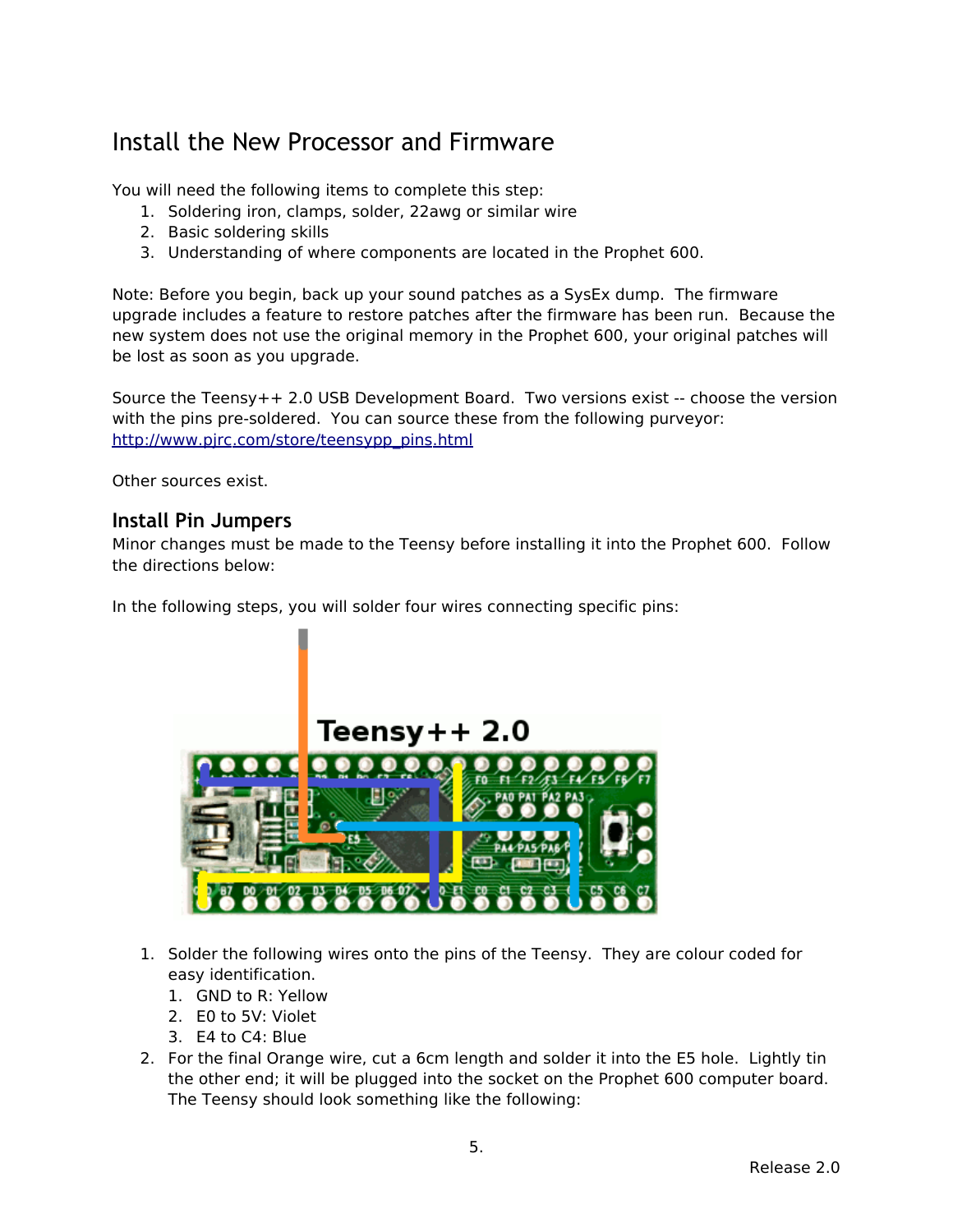# Install the New Processor and Firmware

You will need the following items to complete this step:

1. Soldering iron, clamps, solder, 22awg or similar wire
2. Basic soldering skills
3. Understanding of where components are located in the Prophet 600.

Note: Before you begin, back up your sound patches as a SysEx dump. The firmware upgrade includes a feature to restore patches after the firmware has been run. Because the new system does not use the original memory in the Prophet 600, your original patches will be lost as soon as you upgrade.

Source the Teensy++ 2.0 USB Development Board. Two versions exist -- choose the version with the pins pre-soldered. You can source these from the following purveyor: http://www.pjrc.com/store/teensypp_pins.html

Other sources exist.

## Install Pin Jumpers

Minor changes must be made to the Teensy before installing it into the Prophet 600. Follow the directions below:

In the following steps, you will solder four wires connecting specific pins:

1. Solder the following wires onto the pins of the Teensy. They are colour coded for easy identification.
   1. GND to R: Yellow
   2. E0 to 5V: Violet
   3. E4 to C4: Blue
2. For the final Orange wire, cut a 6cm length and solder it into the E5 hole. Lightly tin the other end; it will be plugged into the socket on the Prophet 600 computer board. The Teensy should look something like the following:

Release 2.0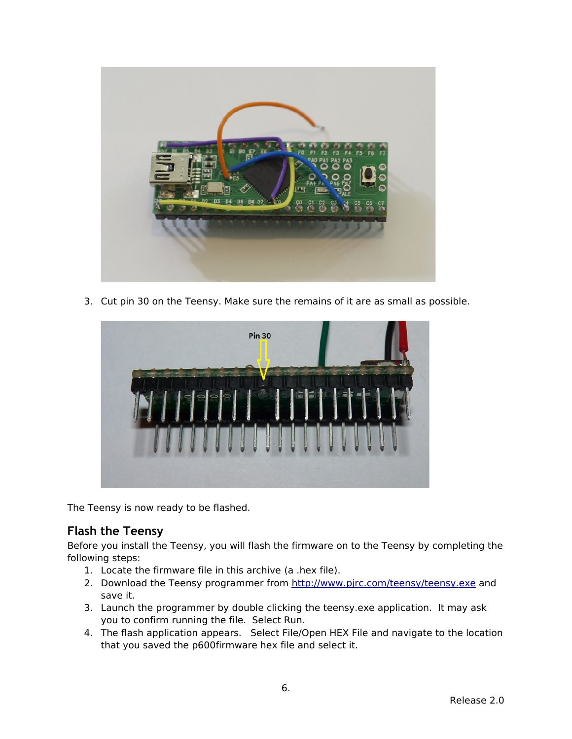3. Cut pin 30 on the Teensy. Make sure the remains of it are as small as possible.

The Teensy is now ready to be flashed.

## Flash the Teensy

Before you install the Teensy, you will flash the firmware on to the Teensy by completing the following steps:

1. Locate the firmware file in this archive (a .hex file).
2. Download the Teensy programmer from http://www.pjrc.com/teensy/teensy.exe and save it.
3. Launch the programmer by double clicking the teensy.exe application. It may ask you to confirm running the file. Select Run.
4. The flash application appears. Select File/Open HEX File and navigate to the location that you saved the p600firmware hex file and select it.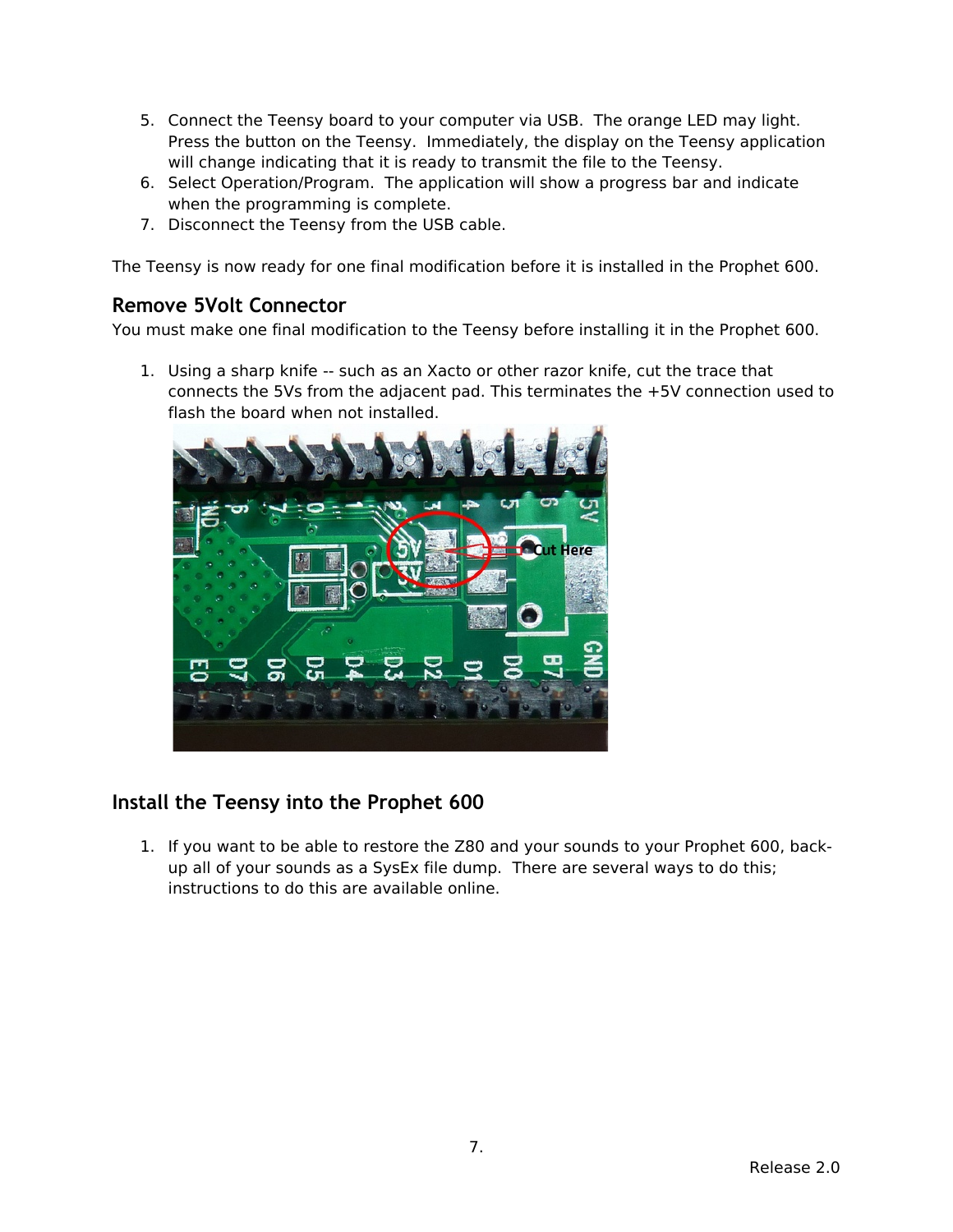5. Connect the Teensy board to your computer via USB. The orange LED may light. Press the button on the Teensy. Immediately, the display on the Teensy application will change indicating that it is ready to transmit the file to the Teensy.
6. Select Operation/Program. The application will show a progress bar and indicate when the programming is complete.
7. Disconnect the Teensy from the USB cable.

The Teensy is now ready for one final modification before it is installed in the Prophet 600.

## Remove 5Volt Connector

You must make one final modification to the Teensy before installing it in the Prophet 600.

1. Using a sharp knife -- such as an Xacto or other razor knife, cut the trace that connects the 5Vs from the adjacent pad. This terminates the +5V connection used to flash the board when not installed.

## Install the Teensy into the Prophet 600

1. If you want to be able to restore the Z80 and your sounds to your Prophet 600, back-up all of your sounds as a SysEx file dump. There are several ways to do this; instructions to do this are available online.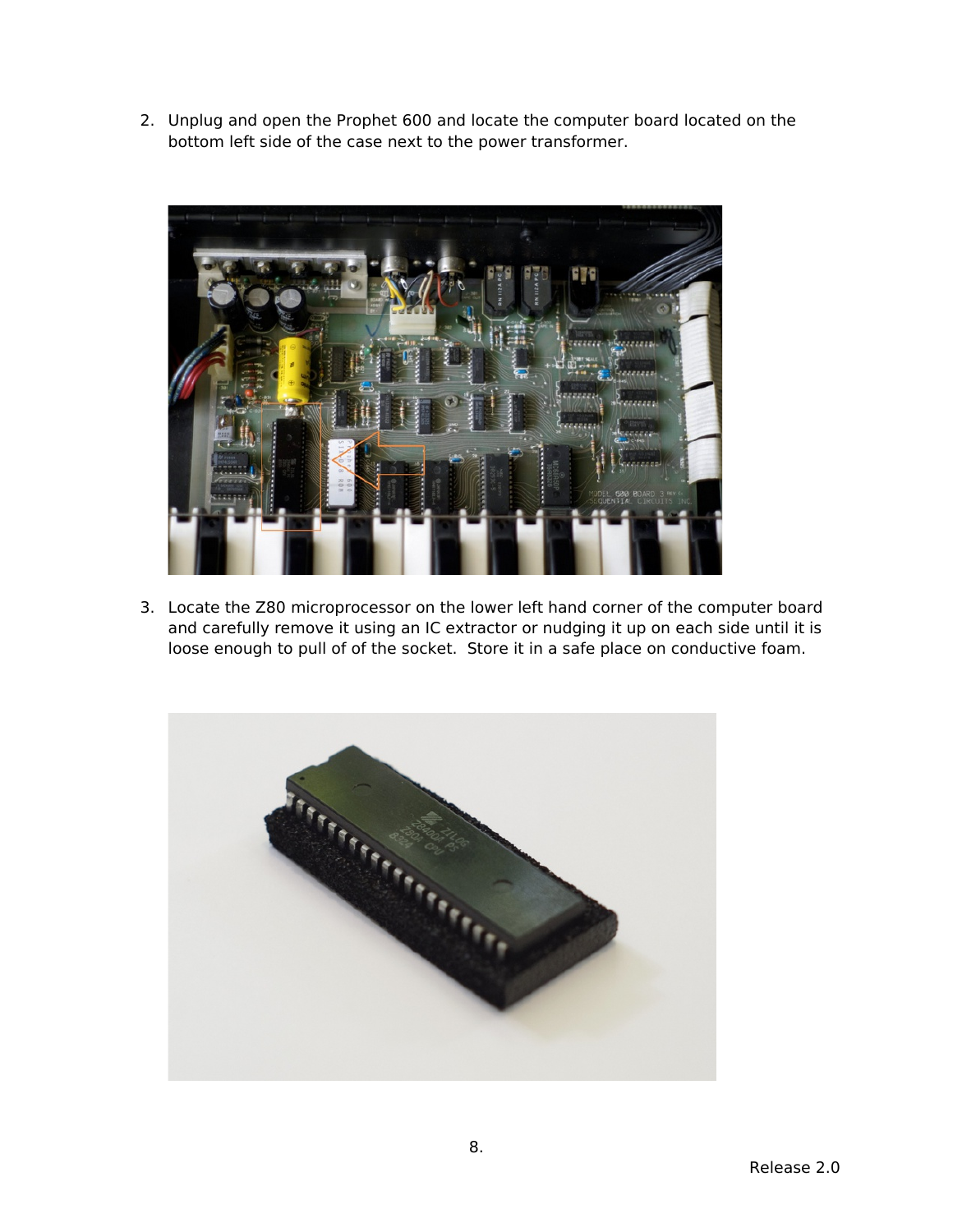2. Unplug and open the Prophet 600 and locate the computer board located on the bottom left side of the case next to the power transformer.

3. Locate the Z80 microprocessor on the lower left hand corner of the computer board and carefully remove it using an IC extractor or nudging it up on each side until it is loose enough to pull of of the socket. Store it in a safe place on conductive foam.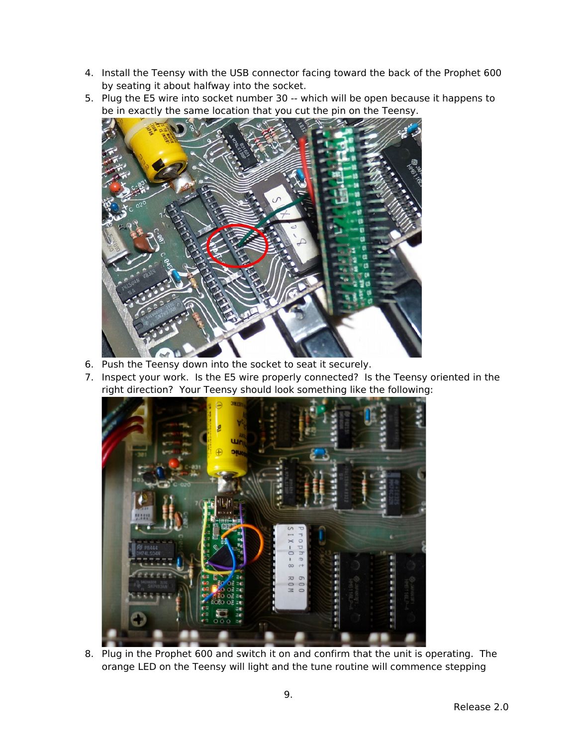4. Install the Teensy with the USB connector facing toward the back of the Prophet 600 by seating it about halfway into the socket.
5. Plug the E5 wire into socket number 30 -- which will be open because it happens to be in exactly the same location that you cut the pin on the Teensy.
6. Push the Teensy down into the socket to seat it securely.
7. Inspect your work. Is the E5 wire properly connected? Is the Teensy oriented in the right direction? Your Teensy should look something like the following:
8. Plug in the Prophet 600 and switch it on and confirm that the unit is operating. The orange LED on the Teensy will light and the tune routine will commence stepping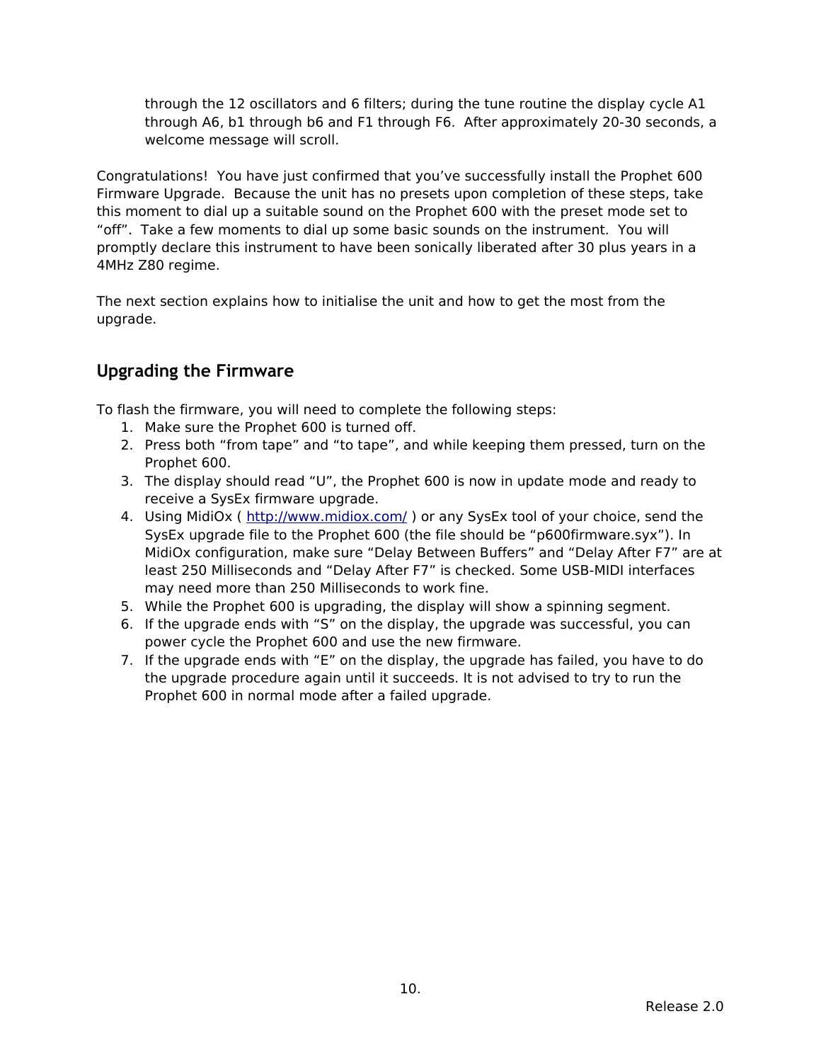through the 12 oscillators and 6 filters; during the tune routine the display cycle A1 through A6, b1 through b6 and F1 through F6. After approximately 20-30 seconds, a welcome message will scroll.

Congratulations! You have just confirmed that you've successfully install the Prophet 600 Firmware Upgrade. Because the unit has no presets upon completion of these steps, take this moment to dial up a suitable sound on the Prophet 600 with the preset mode set to "off". Take a few moments to dial up some basic sounds on the instrument. You will promptly declare this instrument to have been sonically liberated after 30 plus years in a 4MHz Z80 regime.

The next section explains how to initialise the unit and how to get the most from the upgrade.

## Upgrading the Firmware

To flash the firmware, you will need to complete the following steps:

1. Make sure the Prophet 600 is turned off.
2. Press both "from tape" and "to tape", and while keeping them pressed, turn on the Prophet 600.
3. The display should read "U", the Prophet 600 is now in update mode and ready to receive a SysEx firmware upgrade.
4. Using MidiOx ( http://www.midiox.com/ ) or any SysEx tool of your choice, send the SysEx upgrade file to the Prophet 600 (the file should be "p600firmware.syx"). In MidiOx configuration, make sure "Delay Between Buffers" and "Delay After F7" are at least 250 Milliseconds and "Delay After F7" is checked. Some USB-MIDI interfaces may need more than 250 Milliseconds to work fine.
5. While the Prophet 600 is upgrading, the display will show a spinning segment.
6. If the upgrade ends with "S" on the display, the upgrade was successful, you can power cycle the Prophet 600 and use the new firmware.
7. If the upgrade ends with "E" on the display, the upgrade has failed, you have to do the upgrade procedure again until it succeeds. It is not advised to try to run the Prophet 600 in normal mode after a failed upgrade.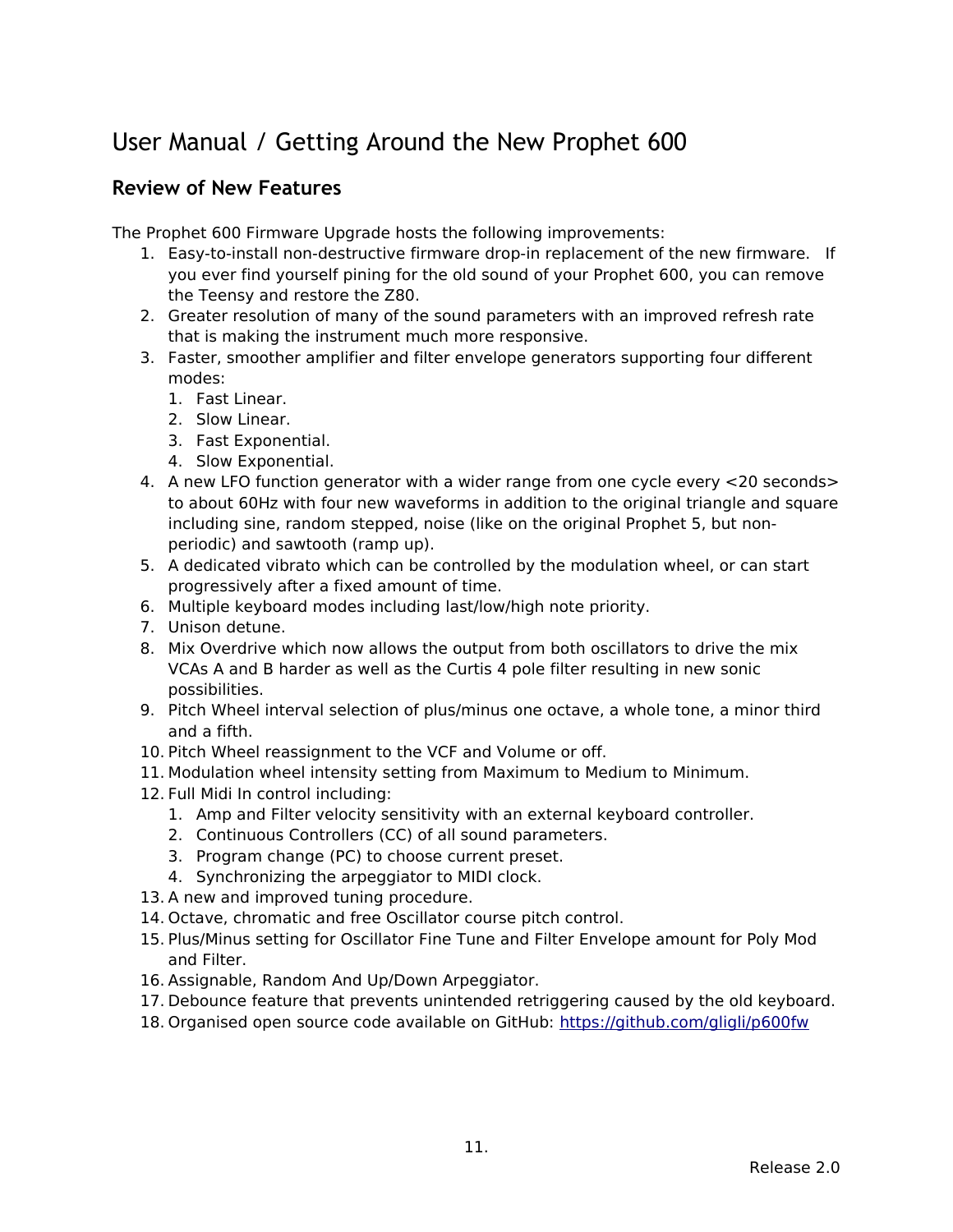# User Manual / Getting Around the New Prophet 600

## Review of New Features

The Prophet 600 Firmware Upgrade hosts the following improvements:

1. Easy-to-install non-destructive firmware drop-in replacement of the new firmware. If you ever find yourself pining for the old sound of your Prophet 600, you can remove the Teensy and restore the Z80.
2. Greater resolution of many of the sound parameters with an improved refresh rate that is making the instrument much more responsive.
3. Faster, smoother amplifier and filter envelope generators supporting four different modes:
   1. Fast Linear.
   2. Slow Linear.
   3. Fast Exponential.
   4. Slow Exponential.
4. A new LFO function generator with a wider range from one cycle every <20 seconds> to about 60Hz with four new waveforms in addition to the original triangle and square including sine, random stepped, noise (like on the original Prophet 5, but non-periodic) and sawtooth (ramp up).
5. A dedicated vibrato which can be controlled by the modulation wheel, or can start progressively after a fixed amount of time.
6. Multiple keyboard modes including last/low/high note priority.
7. Unison detune.
8. Mix Overdrive which now allows the output from both oscillators to drive the mix VCAs A and B harder as well as the Curtis 4 pole filter resulting in new sonic possibilities.
9. Pitch Wheel interval selection of plus/minus one octave, a whole tone, a minor third and a fifth.
10. Pitch Wheel reassignment to the VCF and Volume or off.
11. Modulation wheel intensity setting from Maximum to Medium to Minimum.
12. Full Midi In control including:
    1. Amp and Filter velocity sensitivity with an external keyboard controller.
    2. Continuous Controllers (CC) of all sound parameters.
    3. Program change (PC) to choose current preset.
    4. Synchronizing the arpeggiator to MIDI clock.
13. A new and improved tuning procedure.
14. Octave, chromatic and free Oscillator course pitch control.
15. Plus/Minus setting for Oscillator Fine Tune and Filter Envelope amount for Poly Mod and Filter.
16. Assignable, Random And Up/Down Arpeggiator.
17. Debounce feature that prevents unintended retriggering caused by the old keyboard.
18. Organised open source code available on GitHub: https://github.com/gligli/p600fw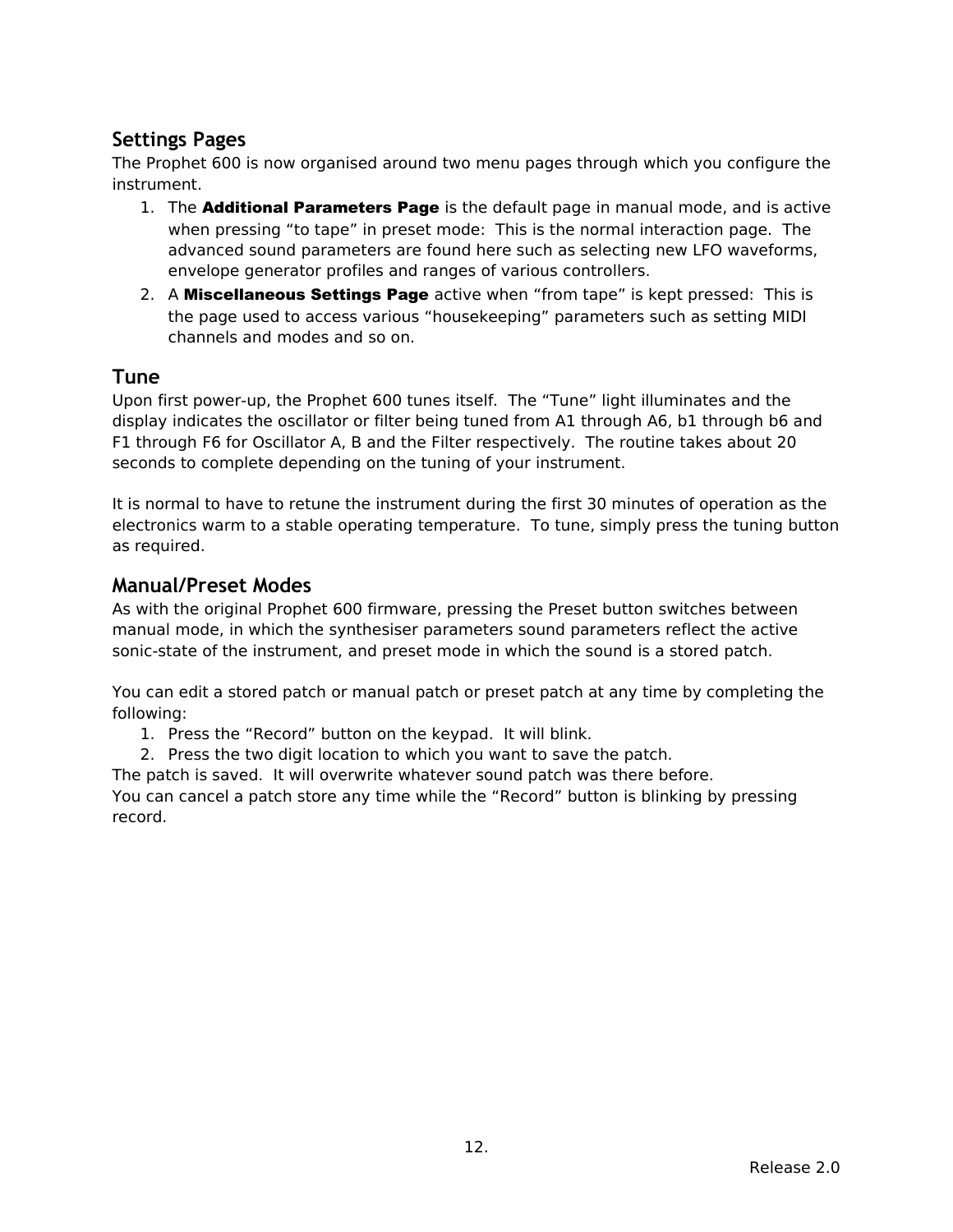## Settings Pages

The Prophet 600 is now organised around two menu pages through which you configure the instrument.

1. The **Additional Parameters Page** is the default page in manual mode, and is active when pressing “to tape” in preset mode: This is the normal interaction page. The advanced sound parameters are found here such as selecting new LFO waveforms, envelope generator profiles and ranges of various controllers.
2. A **Miscellaneous Settings Page** active when “from tape” is kept pressed: This is the page used to access various “housekeeping” parameters such as setting MIDI channels and modes and so on.

## Tune

Upon first power-up, the Prophet 600 tunes itself. The “Tune” light illuminates and the display indicates the oscillator or filter being tuned from A1 through A6, b1 through b6 and F1 through F6 for Oscillator A, B and the Filter respectively. The routine takes about 20 seconds to complete depending on the tuning of your instrument.

It is normal to have to retune the instrument during the first 30 minutes of operation as the electronics warm to a stable operating temperature. To tune, simply press the tuning button as required.

## Manual/Preset Modes

As with the original Prophet 600 firmware, pressing the Preset button switches between manual mode, in which the synthesiser parameters sound parameters reflect the active sonic-state of the instrument, and preset mode in which the sound is a stored patch.

You can edit a stored patch or manual patch or preset patch at any time by completing the following:

1. Press the “Record” button on the keypad. It will blink.
2. Press the two digit location to which you want to save the patch.

The patch is saved. It will overwrite whatever sound patch was there before.
You can cancel a patch store any time while the “Record” button is blinking by pressing record.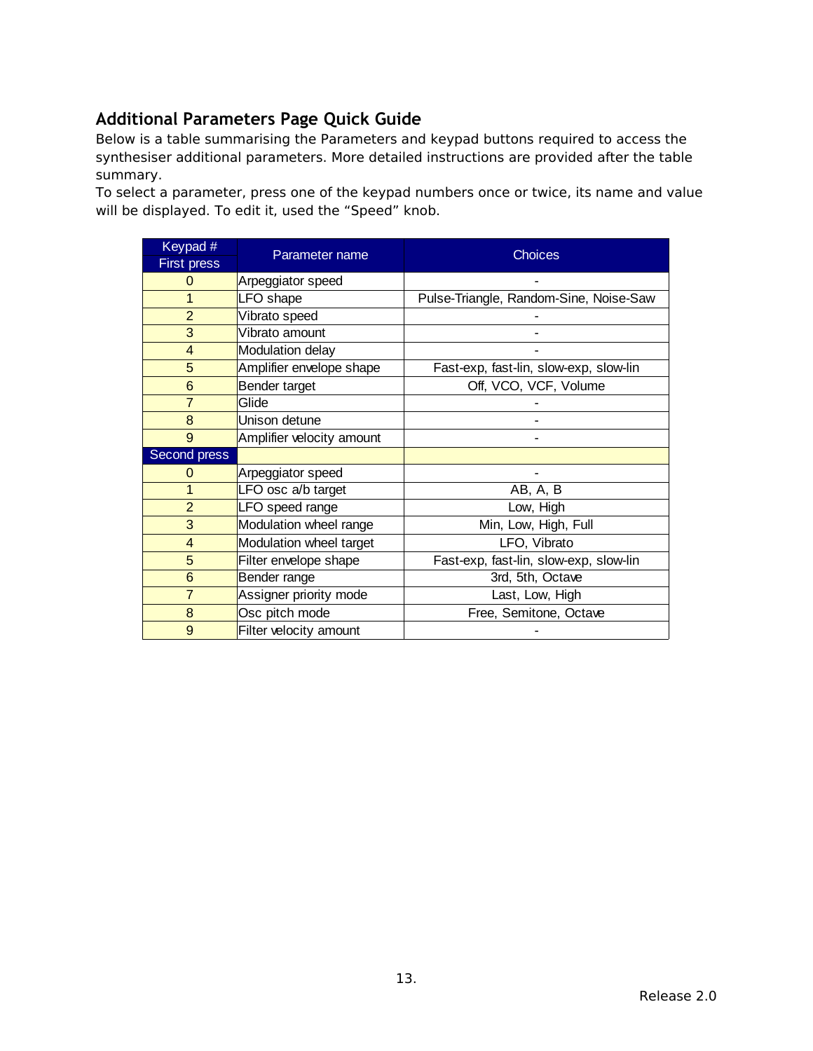## Additional Parameters Page Quick Guide

Below is a table summarising the Parameters and keypad buttons required to access the synthesiser additional parameters. More detailed instructions are provided after the table summary.

To select a parameter, press one of the keypad numbers once or twice, its name and value will be displayed. To edit it, used the “Speed” knob.

| Keypad # First press | Parameter name | Choices |
|---|---|---|
| 0 | Arpeggiator speed | - |
| 1 | LFO shape | Pulse-Triangle, Random-Sine, Noise-Saw |
| 2 | Vibrato speed | - |
| 3 | Vibrato amount | - |
| 4 | Modulation delay | - |
| 5 | Amplifier envelope shape | Fast-exp, fast-lin, slow-exp, slow-lin |
| 6 | Bender target | Off, VCO, VCF, Volume |
| 7 | Glide | - |
| 8 | Unison detune | - |
| 9 | Amplifier velocity amount | - |
| **Second press** | | |
| 0 | Arpeggiator speed | - |
| 1 | LFO osc a/b target | AB, A, B |
| 2 | LFO speed range | Low, High |
| 3 | Modulation wheel range | Min, Low, High, Full |
| 4 | Modulation wheel target | LFO, Vibrato |
| 5 | Filter envelope shape | Fast-exp, fast-lin, slow-exp, slow-lin |
| 6 | Bender range | 3rd, 5th, Octave |
| 7 | Assigner priority mode | Last, Low, High |
| 8 | Osc pitch mode | Free, Semitone, Octave |
| 9 | Filter velocity amount | - |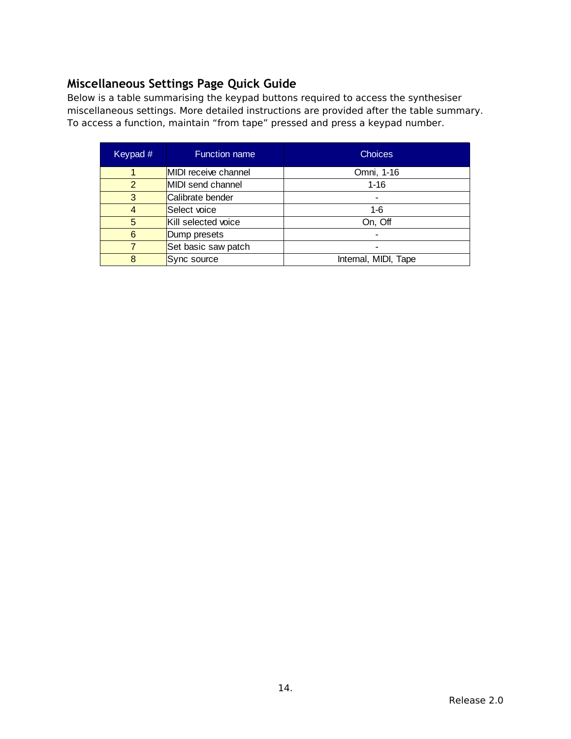## Miscellaneous Settings Page Quick Guide

Below is a table summarising the keypad buttons required to access the synthesiser miscellaneous settings. More detailed instructions are provided after the table summary. To access a function, maintain “from tape” pressed and press a keypad number.

| Keypad # | Function name | Choices |
|---|---|---|
| 1 | MIDI receive channel | Omni, 1-16 |
| 2 | MIDI send channel | 1-16 |
| 3 | Calibrate bender | - |
| 4 | Select voice | 1-6 |
| 5 | Kill selected voice | On, Off |
| 6 | Dump presets | - |
| 7 | Set basic saw patch | - |
| 8 | Sync source | Internal, MIDI, Tape |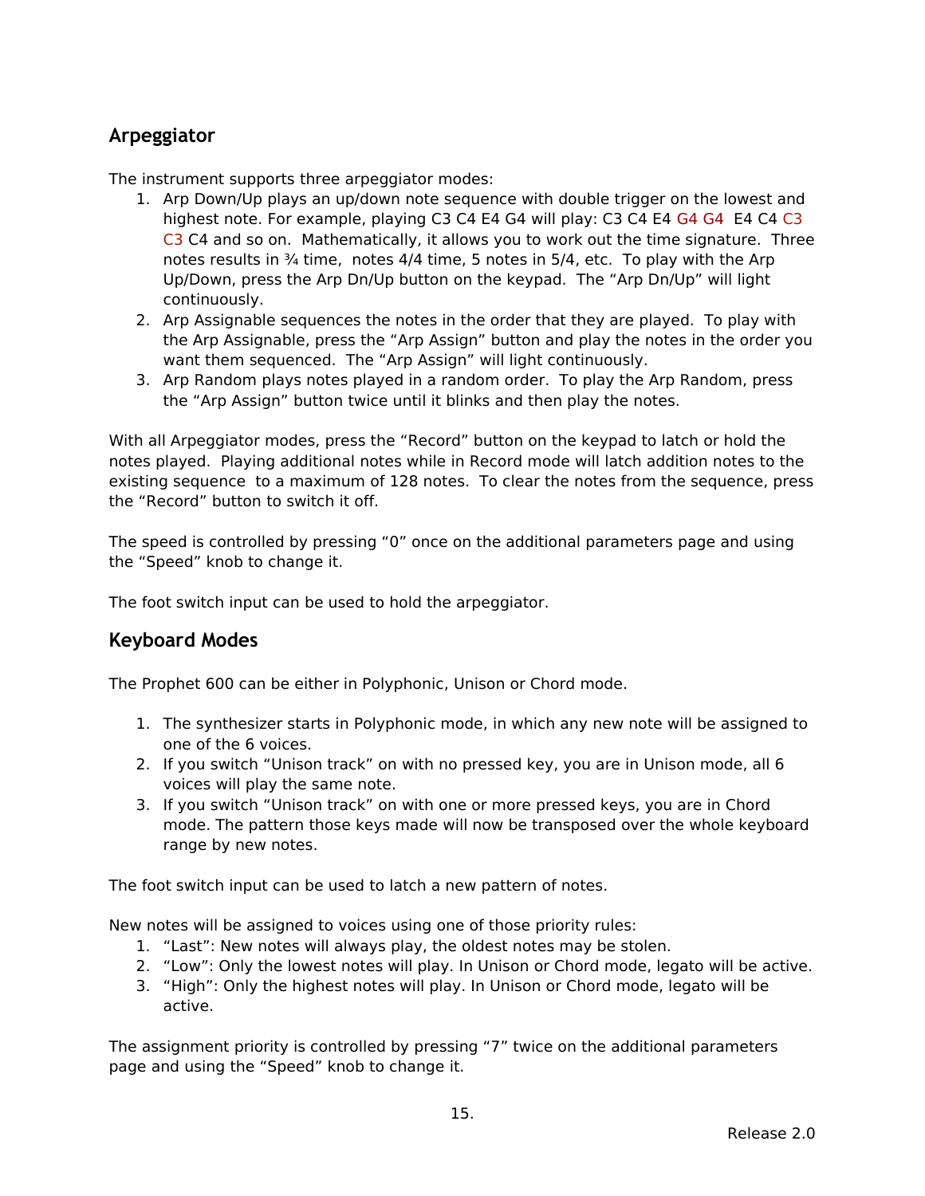## Arpeggiator

The instrument supports three arpeggiator modes:

1. Arp Down/Up plays an up/down note sequence with double trigger on the lowest and highest note. For example, playing C3 C4 E4 G4 will play: C3 C4 E4 G4 G4  E4 C4 C3 C3 C4 and so on.  Mathematically, it allows you to work out the time signature.  Three notes results in ¾ time,  notes 4/4 time, 5 notes in 5/4, etc.  To play with the Arp Up/Down, press the Arp Dn/Up button on the keypad.  The "Arp Dn/Up" will light continuously.
2. Arp Assignable sequences the notes in the order that they are played.  To play with the Arp Assignable, press the "Arp Assign" button and play the notes in the order you want them sequenced.  The "Arp Assign" will light continuously.
3. Arp Random plays notes played in a random order.  To play the Arp Random, press the "Arp Assign" button twice until it blinks and then play the notes.

With all Arpeggiator modes, press the "Record" button on the keypad to latch or hold the notes played.  Playing additional notes while in Record mode will latch addition notes to the existing sequence  to a maximum of 128 notes.  To clear the notes from the sequence, press the "Record" button to switch it off.

The speed is controlled by pressing "0" once on the additional parameters page and using the "Speed" knob to change it.

The foot switch input can be used to hold the arpeggiator.

## Keyboard Modes

The Prophet 600 can be either in Polyphonic, Unison or Chord mode.

1. The synthesizer starts in Polyphonic mode, in which any new note will be assigned to one of the 6 voices.
2. If you switch "Unison track" on with no pressed key, you are in Unison mode, all 6 voices will play the same note.
3. If you switch "Unison track" on with one or more pressed keys, you are in Chord mode. The pattern those keys made will now be transposed over the whole keyboard range by new notes.

The foot switch input can be used to latch a new pattern of notes.

New notes will be assigned to voices using one of those priority rules:

1. "Last": New notes will always play, the oldest notes may be stolen.
2. "Low": Only the lowest notes will play. In Unison or Chord mode, legato will be active.
3. "High": Only the highest notes will play. In Unison or Chord mode, legato will be active.

The assignment priority is controlled by pressing "7" twice on the additional parameters page and using the "Speed" knob to change it.

Release 2.0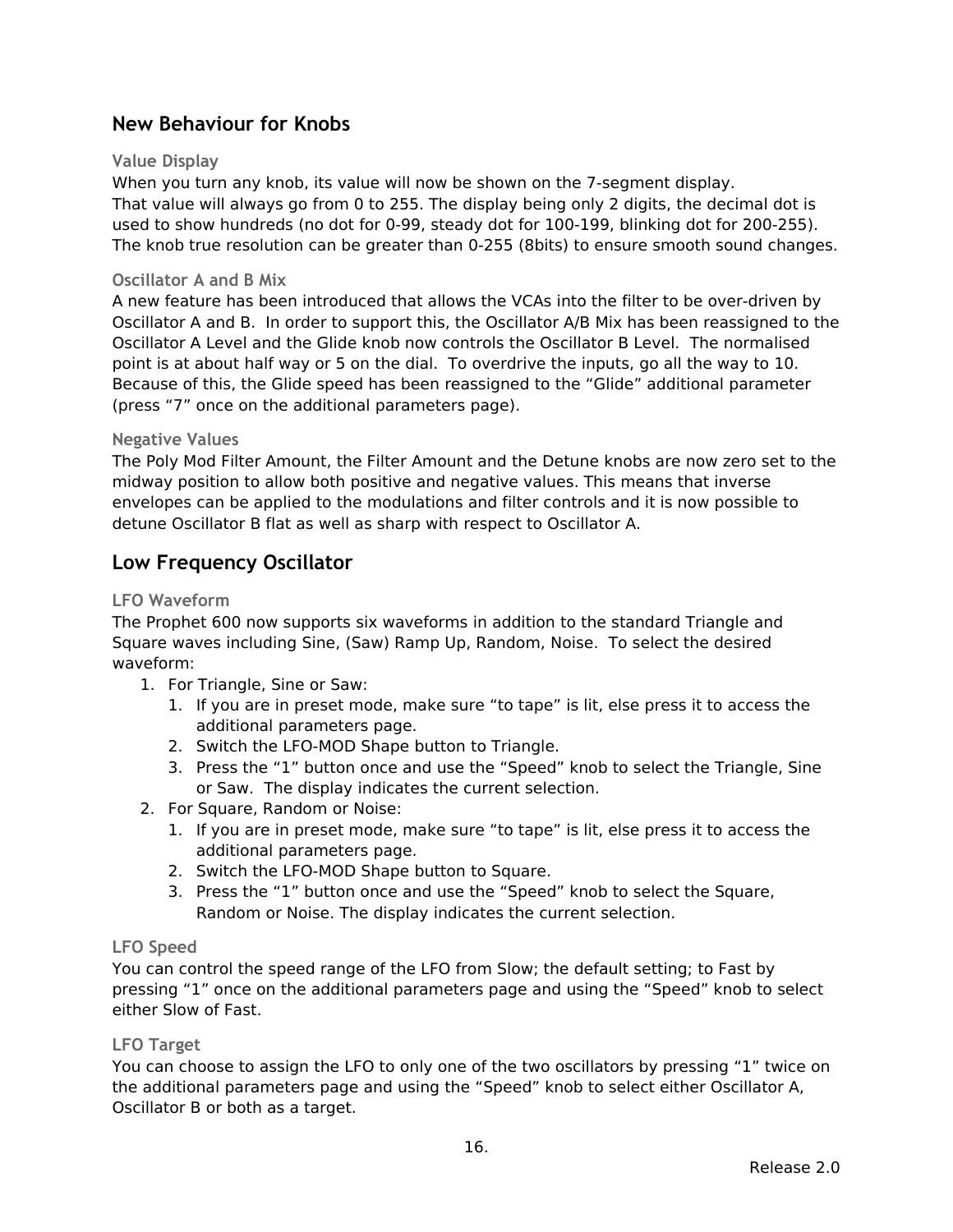## New Behaviour for Knobs

### Value Display

When you turn any knob, its value will now be shown on the 7-segment display.
That value will always go from 0 to 255. The display being only 2 digits, the decimal dot is used to show hundreds (no dot for 0-99, steady dot for 100-199, blinking dot for 200-255). The knob true resolution can be greater than 0-255 (8bits) to ensure smooth sound changes.

### Oscillator A and B Mix

A new feature has been introduced that allows the VCAs into the filter to be over-driven by Oscillator A and B. In order to support this, the Oscillator A/B Mix has been reassigned to the Oscillator A Level and the Glide knob now controls the Oscillator B Level. The normalised point is at about half way or 5 on the dial. To overdrive the inputs, go all the way to 10. Because of this, the Glide speed has been reassigned to the “Glide” additional parameter (press “7” once on the additional parameters page).

### Negative Values

The Poly Mod Filter Amount, the Filter Amount and the Detune knobs are now zero set to the midway position to allow both positive and negative values. This means that inverse envelopes can be applied to the modulations and filter controls and it is now possible to detune Oscillator B flat as well as sharp with respect to Oscillator A.

## Low Frequency Oscillator

### LFO Waveform

The Prophet 600 now supports six waveforms in addition to the standard Triangle and Square waves including Sine, (Saw) Ramp Up, Random, Noise. To select the desired waveform:

1. For Triangle, Sine or Saw:
    1. If you are in preset mode, make sure “to tape” is lit, else press it to access the additional parameters page.
    2. Switch the LFO-MOD Shape button to Triangle.
    3. Press the “1” button once and use the “Speed” knob to select the Triangle, Sine or Saw. The display indicates the current selection.
2. For Square, Random or Noise:
    1. If you are in preset mode, make sure “to tape” is lit, else press it to access the additional parameters page.
    2. Switch the LFO-MOD Shape button to Square.
    3. Press the “1” button once and use the “Speed” knob to select the Square, Random or Noise. The display indicates the current selection.

### LFO Speed

You can control the speed range of the LFO from Slow; the default setting; to Fast by pressing “1” once on the additional parameters page and using the “Speed” knob to select either Slow of Fast.

### LFO Target

You can choose to assign the LFO to only one of the two oscillators by pressing “1” twice on the additional parameters page and using the “Speed” knob to select either Oscillator A, Oscillator B or both as a target.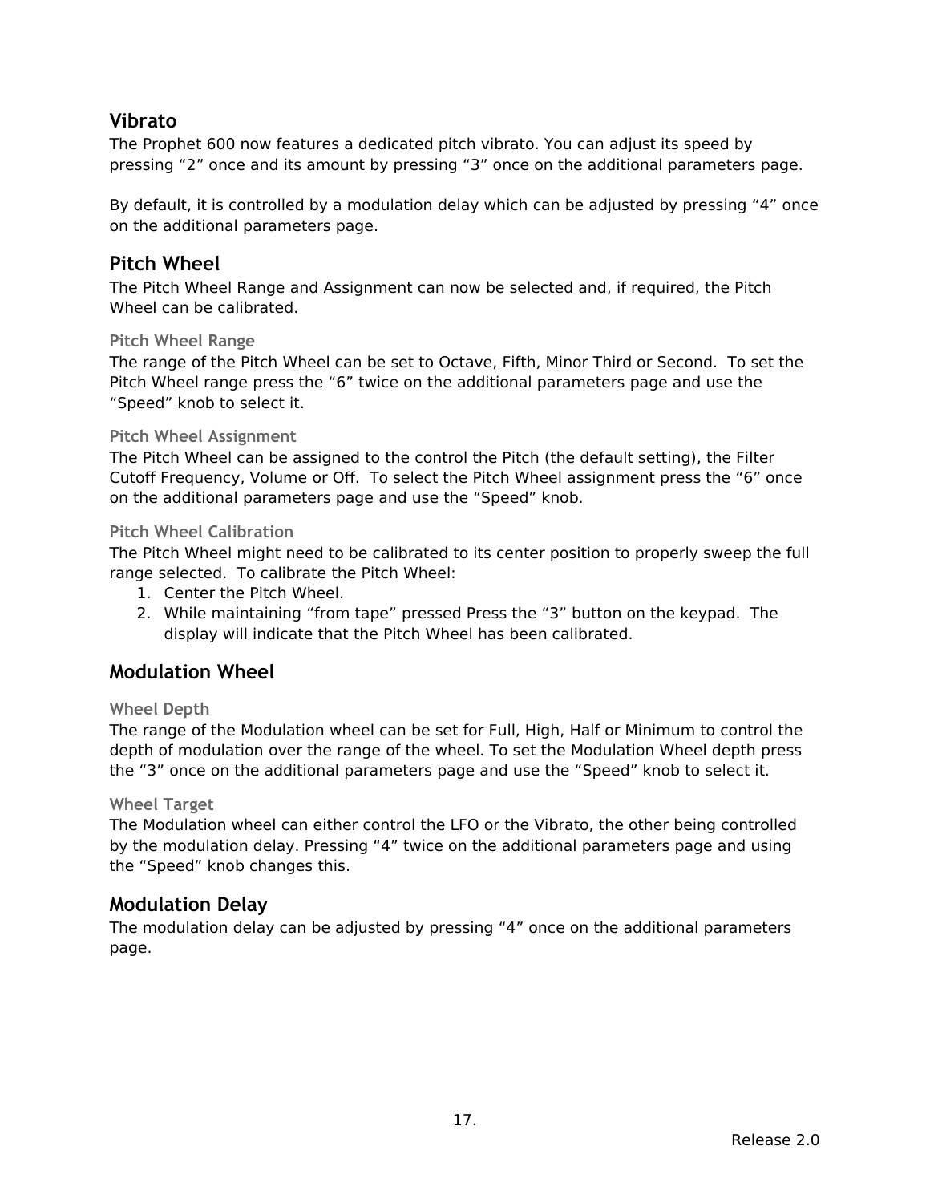## Vibrato

The Prophet 600 now features a dedicated pitch vibrato. You can adjust its speed by pressing “2” once and its amount by pressing “3” once on the additional parameters page.

By default, it is controlled by a modulation delay which can be adjusted by pressing “4” once on the additional parameters page.

## Pitch Wheel

The Pitch Wheel Range and Assignment can now be selected and, if required, the Pitch Wheel can be calibrated.

### Pitch Wheel Range

The range of the Pitch Wheel can be set to Octave, Fifth, Minor Third or Second. To set the Pitch Wheel range press the “6” twice on the additional parameters page and use the “Speed” knob to select it.

### Pitch Wheel Assignment

The Pitch Wheel can be assigned to the control the Pitch (the default setting), the Filter Cutoff Frequency, Volume or Off. To select the Pitch Wheel assignment press the “6” once on the additional parameters page and use the “Speed” knob.

### Pitch Wheel Calibration

The Pitch Wheel might need to be calibrated to its center position to properly sweep the full range selected. To calibrate the Pitch Wheel:

1. Center the Pitch Wheel.
2. While maintaining “from tape” pressed Press the “3” button on the keypad. The display will indicate that the Pitch Wheel has been calibrated.

## Modulation Wheel

### Wheel Depth

The range of the Modulation wheel can be set for Full, High, Half or Minimum to control the depth of modulation over the range of the wheel. To set the Modulation Wheel depth press the “3” once on the additional parameters page and use the “Speed” knob to select it.

### Wheel Target

The Modulation wheel can either control the LFO or the Vibrato, the other being controlled by the modulation delay. Pressing “4” twice on the additional parameters page and using the “Speed” knob changes this.

## Modulation Delay

The modulation delay can be adjusted by pressing “4” once on the additional parameters page.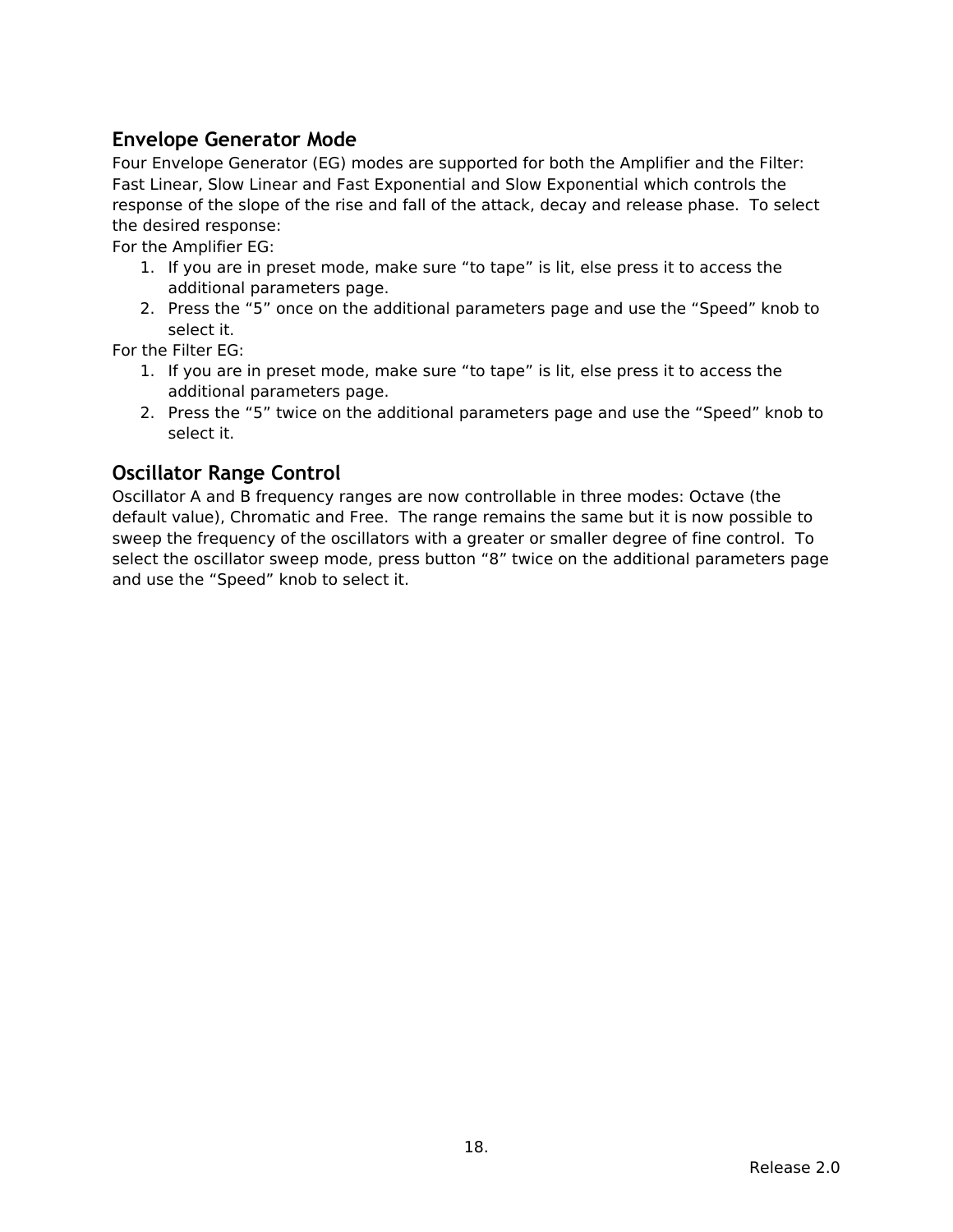## Envelope Generator Mode

Four Envelope Generator (EG) modes are supported for both the Amplifier and the Filter: Fast Linear, Slow Linear and Fast Exponential and Slow Exponential which controls the response of the slope of the rise and fall of the attack, decay and release phase. To select the desired response:

For the Amplifier EG:

1. If you are in preset mode, make sure “to tape” is lit, else press it to access the additional parameters page.
2. Press the “5” once on the additional parameters page and use the “Speed” knob to select it.

For the Filter EG:

1. If you are in preset mode, make sure “to tape” is lit, else press it to access the additional parameters page.
2. Press the “5” twice on the additional parameters page and use the “Speed” knob to select it.

## Oscillator Range Control

Oscillator A and B frequency ranges are now controllable in three modes: Octave (the default value), Chromatic and Free. The range remains the same but it is now possible to sweep the frequency of the oscillators with a greater or smaller degree of fine control. To select the oscillator sweep mode, press button “8” twice on the additional parameters page and use the “Speed” knob to select it.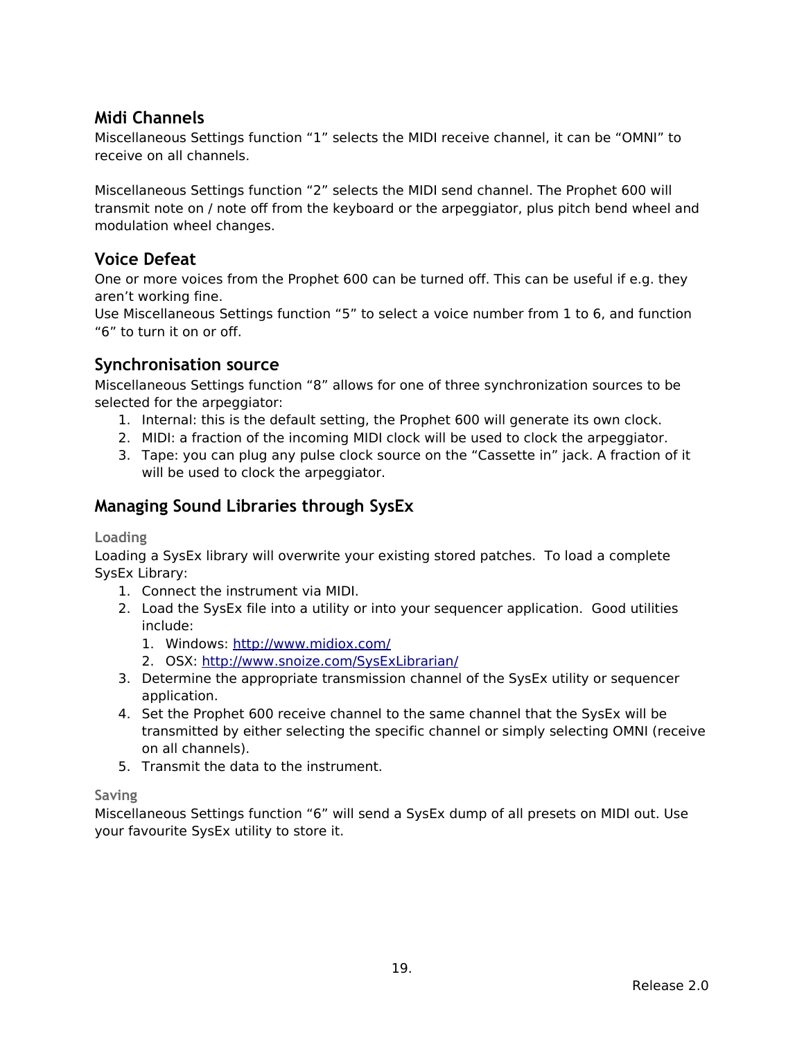## Midi Channels

Miscellaneous Settings function “1” selects the MIDI receive channel, it can be “OMNI” to receive on all channels.

Miscellaneous Settings function “2” selects the MIDI send channel. The Prophet 600 will transmit note on / note off from the keyboard or the arpeggiator, plus pitch bend wheel and modulation wheel changes.

## Voice Defeat

One or more voices from the Prophet 600 can be turned off. This can be useful if e.g. they aren’t working fine.
Use Miscellaneous Settings function “5” to select a voice number from 1 to 6, and function “6” to turn it on or off.

## Synchronisation source

Miscellaneous Settings function “8” allows for one of three synchronization sources to be selected for the arpeggiator:

1. Internal: this is the default setting, the Prophet 600 will generate its own clock.
2. MIDI: a fraction of the incoming MIDI clock will be used to clock the arpeggiator.
3. Tape: you can plug any pulse clock source on the “Cassette in” jack. A fraction of it will be used to clock the arpeggiator.

## Managing Sound Libraries through SysEx

### Loading

Loading a SysEx library will overwrite your existing stored patches. To load a complete SysEx Library:

1. Connect the instrument via MIDI.
2. Load the SysEx file into a utility or into your sequencer application. Good utilities include:
   1. Windows: http://www.midiox.com/
   2. OSX: http://www.snoize.com/SysExLibrarian/
3. Determine the appropriate transmission channel of the SysEx utility or sequencer application.
4. Set the Prophet 600 receive channel to the same channel that the SysEx will be transmitted by either selecting the specific channel or simply selecting OMNI (receive on all channels).
5. Transmit the data to the instrument.

### Saving

Miscellaneous Settings function “6” will send a SysEx dump of all presets on MIDI out. Use your favourite SysEx utility to store it.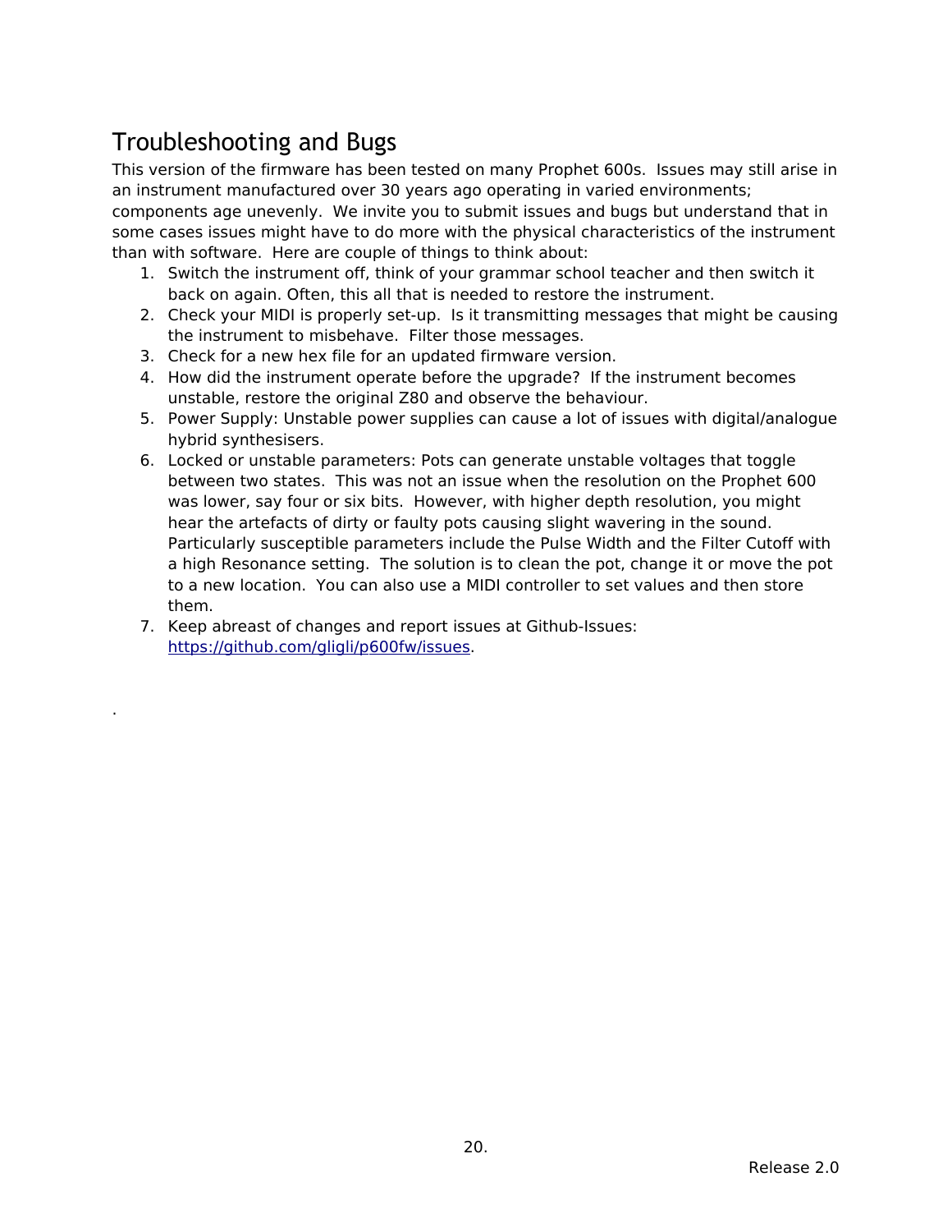# Troubleshooting and Bugs

This version of the firmware has been tested on many Prophet 600s. Issues may still arise in an instrument manufactured over 30 years ago operating in varied environments; components age unevenly. We invite you to submit issues and bugs but understand that in some cases issues might have to do more with the physical characteristics of the instrument than with software. Here are couple of things to think about:

1. Switch the instrument off, think of your grammar school teacher and then switch it back on again. Often, this all that is needed to restore the instrument.
2. Check your MIDI is properly set-up. Is it transmitting messages that might be causing the instrument to misbehave. Filter those messages.
3. Check for a new hex file for an updated firmware version.
4. How did the instrument operate before the upgrade? If the instrument becomes unstable, restore the original Z80 and observe the behaviour.
5. Power Supply: Unstable power supplies can cause a lot of issues with digital/analogue hybrid synthesisers.
6. Locked or unstable parameters: Pots can generate unstable voltages that toggle between two states. This was not an issue when the resolution on the Prophet 600 was lower, say four or six bits. However, with higher depth resolution, you might hear the artefacts of dirty or faulty pots causing slight wavering in the sound. Particularly susceptible parameters include the Pulse Width and the Filter Cutoff with a high Resonance setting. The solution is to clean the pot, change it or move the pot to a new location. You can also use a MIDI controller to set values and then store them.
7. Keep abreast of changes and report issues at Github-Issues: [https://github.com/gligli/p600fw/issues](https://github.com/gligli/p600fw/issues).

.

Release 2.0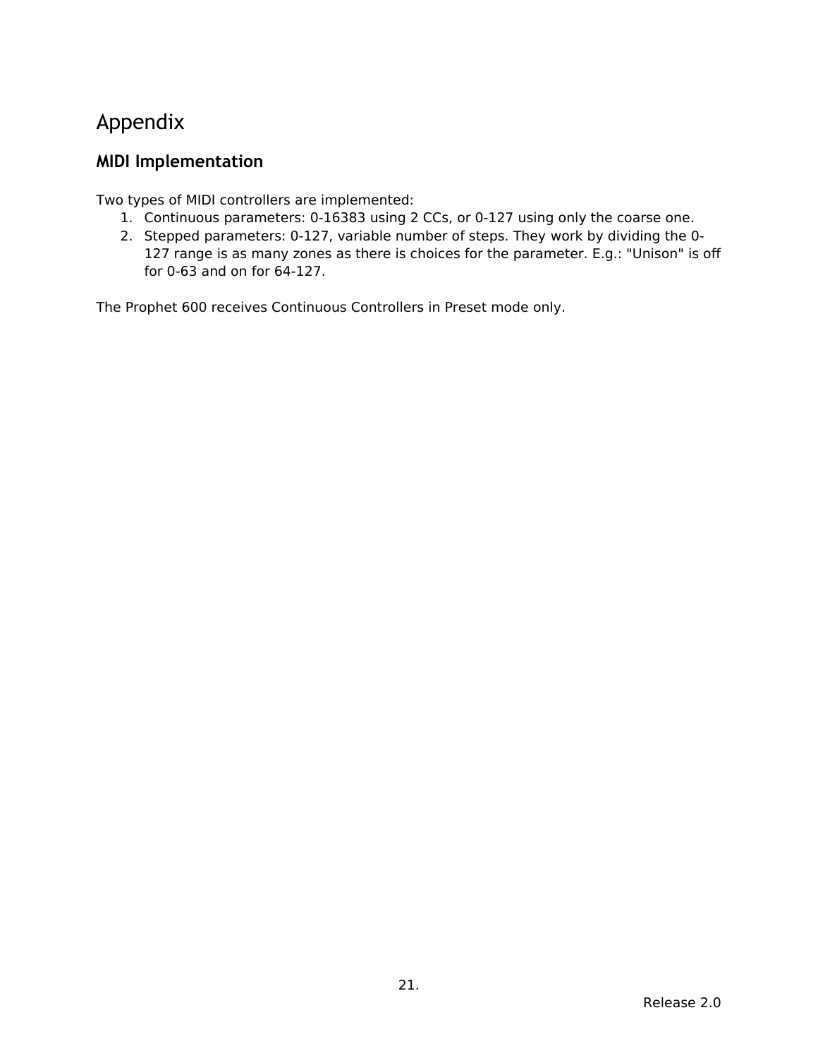# Appendix

## MIDI Implementation

Two types of MIDI controllers are implemented:

1. Continuous parameters: 0-16383 using 2 CCs, or 0-127 using only the coarse one.
2. Stepped parameters: 0-127, variable number of steps. They work by dividing the 0-127 range is as many zones as there is choices for the parameter. E.g.: "Unison" is off for 0-63 and on for 64-127.

The Prophet 600 receives Continuous Controllers in Preset mode only.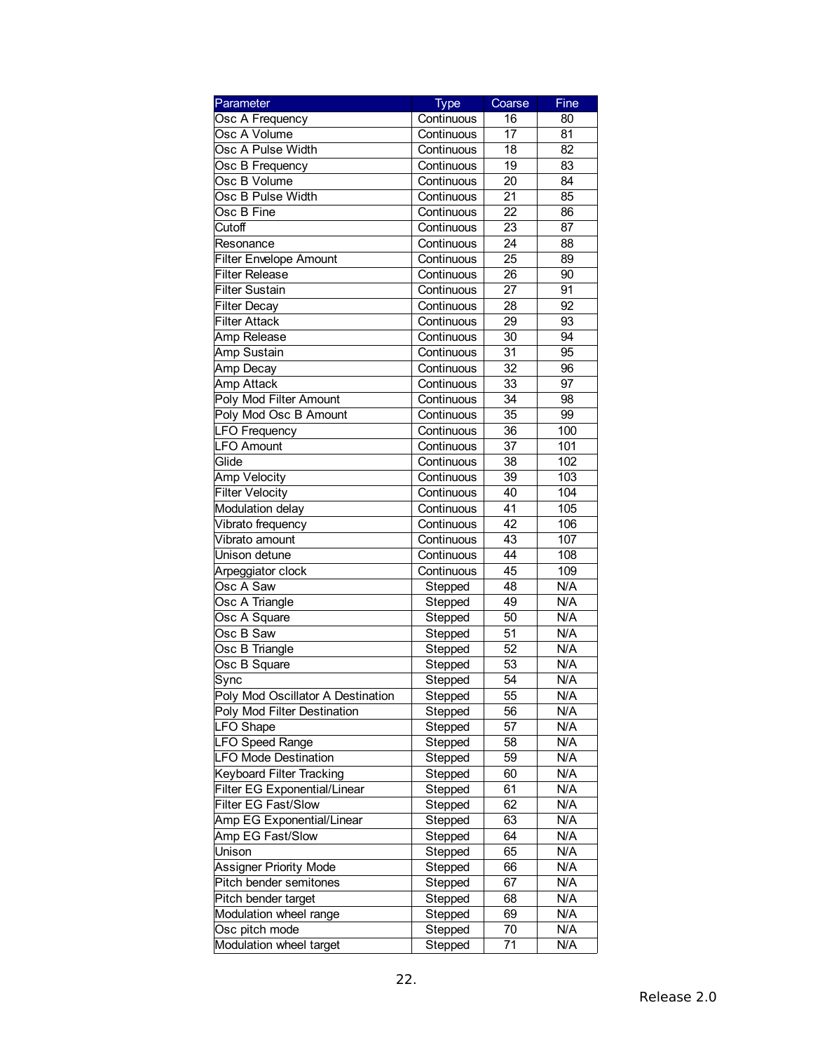| Parameter | Type | Coarse | Fine |
| --- | --- | --- | --- |
| Osc A Frequency | Continuous | 16 | 80 |
| Osc A Volume | Continuous | 17 | 81 |
| Osc A Pulse Width | Continuous | 18 | 82 |
| Osc B Frequency | Continuous | 19 | 83 |
| Osc B Volume | Continuous | 20 | 84 |
| Osc B Pulse Width | Continuous | 21 | 85 |
| Osc B Fine | Continuous | 22 | 86 |
| Cutoff | Continuous | 23 | 87 |
| Resonance | Continuous | 24 | 88 |
| Filter Envelope Amount | Continuous | 25 | 89 |
| Filter Release | Continuous | 26 | 90 |
| Filter Sustain | Continuous | 27 | 91 |
| Filter Decay | Continuous | 28 | 92 |
| Filter Attack | Continuous | 29 | 93 |
| Amp Release | Continuous | 30 | 94 |
| Amp Sustain | Continuous | 31 | 95 |
| Amp Decay | Continuous | 32 | 96 |
| Amp Attack | Continuous | 33 | 97 |
| Poly Mod Filter Amount | Continuous | 34 | 98 |
| Poly Mod Osc B Amount | Continuous | 35 | 99 |
| LFO Frequency | Continuous | 36 | 100 |
| LFO Amount | Continuous | 37 | 101 |
| Glide | Continuous | 38 | 102 |
| Amp Velocity | Continuous | 39 | 103 |
| Filter Velocity | Continuous | 40 | 104 |
| Modulation delay | Continuous | 41 | 105 |
| Vibrato frequency | Continuous | 42 | 106 |
| Vibrato amount | Continuous | 43 | 107 |
| Unison detune | Continuous | 44 | 108 |
| Arpeggiator clock | Continuous | 45 | 109 |
| Osc A Saw | Stepped | 48 | N/A |
| Osc A Triangle | Stepped | 49 | N/A |
| Osc A Square | Stepped | 50 | N/A |
| Osc B Saw | Stepped | 51 | N/A |
| Osc B Triangle | Stepped | 52 | N/A |
| Osc B Square | Stepped | 53 | N/A |
| Sync | Stepped | 54 | N/A |
| Poly Mod Oscillator A Destination | Stepped | 55 | N/A |
| Poly Mod Filter Destination | Stepped | 56 | N/A |
| LFO Shape | Stepped | 57 | N/A |
| LFO Speed Range | Stepped | 58 | N/A |
| LFO Mode Destination | Stepped | 59 | N/A |
| Keyboard Filter Tracking | Stepped | 60 | N/A |
| Filter EG Exponential/Linear | Stepped | 61 | N/A |
| Filter EG Fast/Slow | Stepped | 62 | N/A |
| Amp EG Exponential/Linear | Stepped | 63 | N/A |
| Amp EG Fast/Slow | Stepped | 64 | N/A |
| Unison | Stepped | 65 | N/A |
| Assigner Priority Mode | Stepped | 66 | N/A |
| Pitch bender semitones | Stepped | 67 | N/A |
| Pitch bender target | Stepped | 68 | N/A |
| Modulation wheel range | Stepped | 69 | N/A |
| Osc pitch mode | Stepped | 70 | N/A |
| Modulation wheel target | Stepped | 71 | N/A |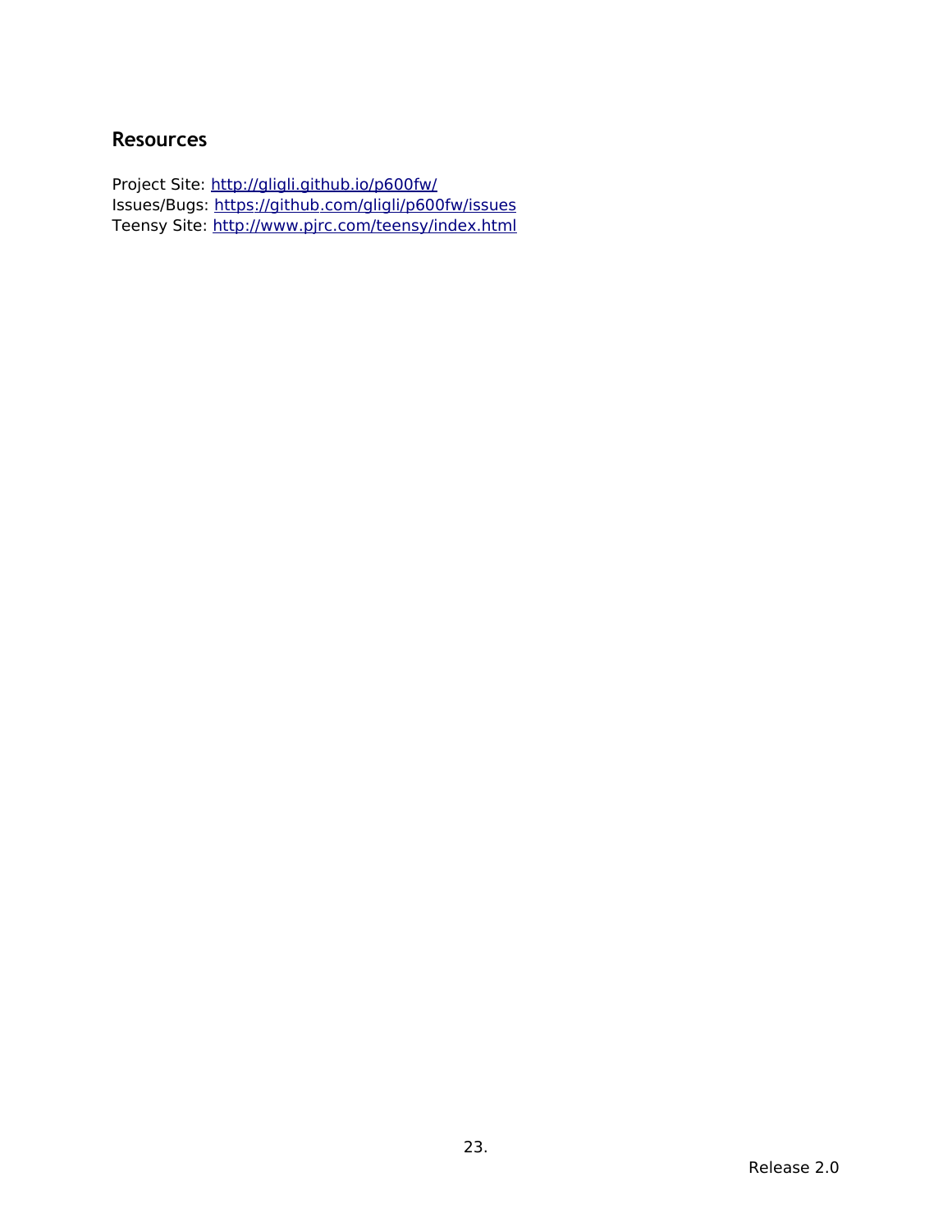## Resources

Project Site: http://gligli.github.io/p600fw/
Issues/Bugs: https://github.com/gligli/p600fw/issues
Teensy Site: http://www.pjrc.com/teensy/index.html